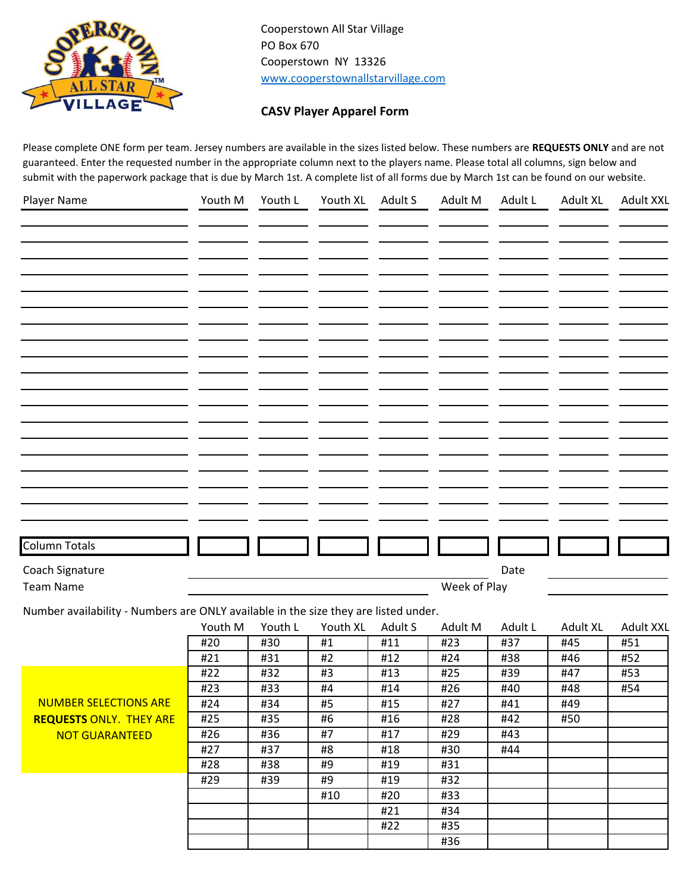Cooperstown All Star Village
PO Box 670
Cooperstown NY 13326
www.cooperstownallstarvillage.com

**CASV Player Apparel Form**

Please complete ONE form per team. Jersey numbers are available in the sizes listed below. These numbers are **REQUESTS ONLY** and are not guaranteed. Enter the requested number in the appropriate column next to the players name. Please total all columns, sign below and submit with the paperwork package that is due by March 1st. A complete list of all forms due by March 1st can be found on our website.

| Player Name | Youth M | Youth L | Youth XL | Adult S | Adult M | Adult L | Adult XL | Adult XXL |
|---|---|---|---|---|---|---|---|---|
| | | | | | | | | |
| | | | | | | | | |
| | | | | | | | | |
| | | | | | | | | |
| | | | | | | | | |
| | | | | | | | | |
| | | | | | | | | |
| | | | | | | | | |
| | | | | | | | | |
| | | | | | | | | |
| | | | | | | | | |
| | | | | | | | | |
| | | | | | | | | |
| | | | | | | | | |
| | | | | | | | | |
| | | | | | | | | |
| | | | | | | | | |
| | | | | | | | | |
| | | | | | | | | |
| Column Totals | | | | | | | | |

Coach Signature ____________________ Date ____________

Team Name ____________________ Week of Play ____________

Number availability - Numbers are ONLY available in the size they are listed under.

**NUMBER SELECTIONS ARE REQUESTS ONLY. THEY ARE NOT GUARANTEED**

| Youth M | Youth L | Youth XL | Adult S | Adult M | Adult L | Adult XL | Adult XXL |
|---|---|---|---|---|---|---|---|
| #20 | #30 | #1 | #11 | #23 | #37 | #45 | #51 |
| #21 | #31 | #2 | #12 | #24 | #38 | #46 | #52 |
| #22 | #32 | #3 | #13 | #25 | #39 | #47 | #53 |
| #23 | #33 | #4 | #14 | #26 | #40 | #48 | #54 |
| #24 | #34 | #5 | #15 | #27 | #41 | #49 | |
| #25 | #35 | #6 | #16 | #28 | #42 | #50 | |
| #26 | #36 | #7 | #17 | #29 | #43 | | |
| #27 | #37 | #8 | #18 | #30 | #44 | | |
| #28 | #38 | #9 | #19 | #31 | | | |
| #29 | #39 | #9 | #19 | #32 | | | |
| | | #10 | #20 | #33 | | | |
| | | | #21 | #34 | | | |
| | | | #22 | #35 | | | |
| | | | | #36 | | | |